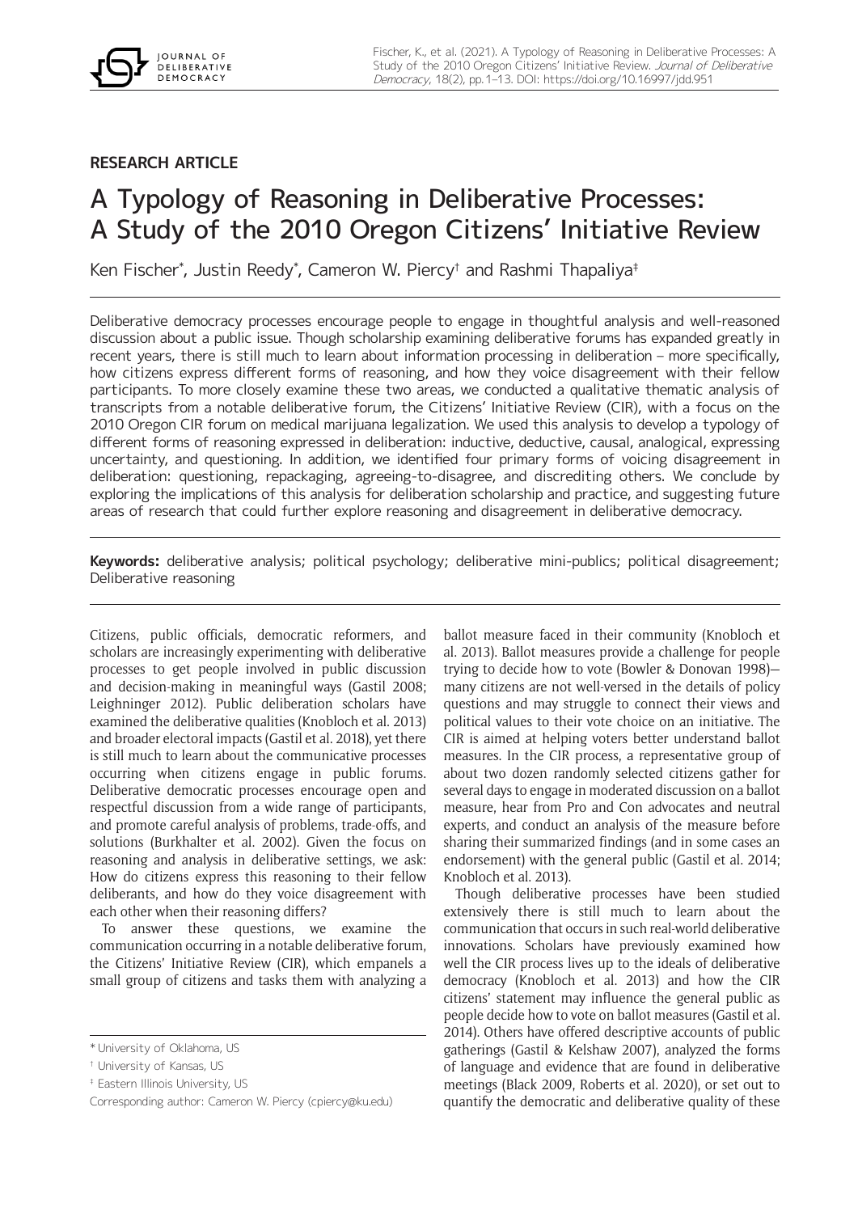**RESEARCH ARTICLE**

# A Typology of Reasoning in Deliberative Processes: A Study of the 2010 Oregon Citizens' Initiative Review

Ken Fischer[*], Justin Reedy[*], Cameron W. Piercy[†] and Rashmi Thapaliya[‡]

Deliberative democracy processes encourage people to engage in thoughtful analysis and well-reasoned discussion about a public issue. Though scholarship examining deliberative forums has expanded greatly in recent years, there is still much to learn about information processing in deliberation – more specifically, how citizens express different forms of reasoning, and how they voice disagreement with their fellow participants. To more closely examine these two areas, we conducted a qualitative thematic analysis of transcripts from a notable deliberative forum, the Citizens' Initiative Review (CIR), with a focus on the 2010 Oregon CIR forum on medical marijuana legalization. We used this analysis to develop a typology of different forms of reasoning expressed in deliberation: inductive, deductive, causal, analogical, expressing uncertainty, and questioning. In addition, we identified four primary forms of voicing disagreement in deliberation: questioning, repackaging, agreeing-to-disagree, and discrediting others. We conclude by exploring the implications of this analysis for deliberation scholarship and practice, and suggesting future areas of research that could further explore reasoning and disagreement in deliberative democracy.

**Keywords:** deliberative analysis; political psychology; deliberative mini-publics; political disagreement; Deliberative reasoning

Citizens, public officials, democratic reformers, and scholars are increasingly experimenting with deliberative processes to get people involved in public discussion and decision-making in meaningful ways (Gastil 2008; Leighninger 2012). Public deliberation scholars have examined the deliberative qualities (Knobloch et al. 2013) and broader electoral impacts (Gastil et al. 2018), yet there is still much to learn about the communicative processes occurring when citizens engage in public forums. Deliberative democratic processes encourage open and respectful discussion from a wide range of participants, and promote careful analysis of problems, trade-offs, and solutions (Burkhalter et al. 2002). Given the focus on reasoning and analysis in deliberative settings, we ask: How do citizens express this reasoning to their fellow deliberants, and how do they voice disagreement with each other when their reasoning differs?

To answer these questions, we examine the communication occurring in a notable deliberative forum, the Citizens' Initiative Review (CIR), which empanels a small group of citizens and tasks them with analyzing a ballot measure faced in their community (Knobloch et al. 2013). Ballot measures provide a challenge for people trying to decide how to vote (Bowler & Donovan 1998)—many citizens are not well-versed in the details of policy questions and may struggle to connect their views and political values to their vote choice on an initiative. The CIR is aimed at helping voters better understand ballot measures. In the CIR process, a representative group of about two dozen randomly selected citizens gather for several days to engage in moderated discussion on a ballot measure, hear from Pro and Con advocates and neutral experts, and conduct an analysis of the measure before sharing their summarized findings (and in some cases an endorsement) with the general public (Gastil et al. 2014; Knobloch et al. 2013).

Though deliberative processes have been studied extensively there is still much to learn about the communication that occurs in such real-world deliberative innovations. Scholars have previously examined how well the CIR process lives up to the ideals of deliberative democracy (Knobloch et al. 2013) and how the CIR citizens' statement may influence the general public as people decide how to vote on ballot measures (Gastil et al. 2014). Others have offered descriptive accounts of public gatherings (Gastil & Kelshaw 2007), analyzed the forms of language and evidence that are found in deliberative meetings (Black 2009, Roberts et al. 2020), or set out to quantify the democratic and deliberative quality of these

[*] University of Oklahoma, US

[†] University of Kansas, US

[‡] Eastern Illinois University, US

Corresponding author: Cameron W. Piercy (cpiercy@ku.edu)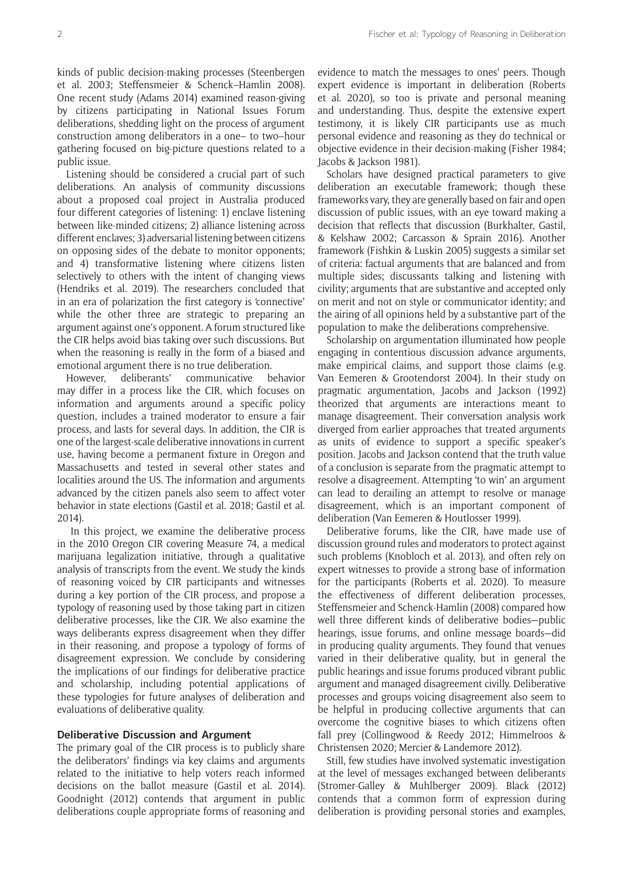kinds of public decision-making processes (Steenbergen et al. 2003; Steffensmeier & Schenck–Hamlin 2008). One recent study (Adams 2014) examined reason-giving by citizens participating in National Issues Forum deliberations, shedding light on the process of argument construction among deliberators in a one– to two–hour gathering focused on big-picture questions related to a public issue.

Listening should be considered a crucial part of such deliberations. An analysis of community discussions about a proposed coal project in Australia produced four different categories of listening: 1) enclave listening between like-minded citizens; 2) alliance listening across different enclaves; 3) adversarial listening between citizens on opposing sides of the debate to monitor opponents; and 4) transformative listening where citizens listen selectively to others with the intent of changing views (Hendriks et al. 2019). The researchers concluded that in an era of polarization the first category is 'connective' while the other three are strategic to preparing an argument against one's opponent. A forum structured like the CIR helps avoid bias taking over such discussions. But when the reasoning is really in the form of a biased and emotional argument there is no true deliberation.

However, deliberants' communicative behavior may differ in a process like the CIR, which focuses on information and arguments around a specific policy question, includes a trained moderator to ensure a fair process, and lasts for several days. In addition, the CIR is one of the largest-scale deliberative innovations in current use, having become a permanent fixture in Oregon and Massachusetts and tested in several other states and localities around the US. The information and arguments advanced by the citizen panels also seem to affect voter behavior in state elections (Gastil et al. 2018; Gastil et al. 2014).

In this project, we examine the deliberative process in the 2010 Oregon CIR covering Measure 74, a medical marijuana legalization initiative, through a qualitative analysis of transcripts from the event. We study the kinds of reasoning voiced by CIR participants and witnesses during a key portion of the CIR process, and propose a typology of reasoning used by those taking part in citizen deliberative processes, like the CIR. We also examine the ways deliberants express disagreement when they differ in their reasoning, and propose a typology of forms of disagreement expression. We conclude by considering the implications of our findings for deliberative practice and scholarship, including potential applications of these typologies for future analyses of deliberation and evaluations of deliberative quality.

## Deliberative Discussion and Argument

The primary goal of the CIR process is to publicly share the deliberators' findings via key claims and arguments related to the initiative to help voters reach informed decisions on the ballot measure (Gastil et al. 2014). Goodnight (2012) contends that argument in public deliberations couple appropriate forms of reasoning and evidence to match the messages to ones' peers. Though expert evidence is important in deliberation (Roberts et al. 2020), so too is private and personal meaning and understanding. Thus, despite the extensive expert testimony, it is likely CIR participants use as much personal evidence and reasoning as they do technical or objective evidence in their decision-making (Fisher 1984; Jacobs & Jackson 1981).

Scholars have designed practical parameters to give deliberation an executable framework; though these frameworks vary, they are generally based on fair and open discussion of public issues, with an eye toward making a decision that reflects that discussion (Burkhalter, Gastil, & Kelshaw 2002; Carcasson & Sprain 2016). Another framework (Fishkin & Luskin 2005) suggests a similar set of criteria: factual arguments that are balanced and from multiple sides; discussants talking and listening with civility; arguments that are substantive and accepted only on merit and not on style or communicator identity; and the airing of all opinions held by a substantive part of the population to make the deliberations comprehensive.

Scholarship on argumentation illuminated how people engaging in contentious discussion advance arguments, make empirical claims, and support those claims (e.g. Van Eemeren & Grootendorst 2004). In their study on pragmatic argumentation, Jacobs and Jackson (1992) theorized that arguments are interactions meant to manage disagreement. Their conversation analysis work diverged from earlier approaches that treated arguments as units of evidence to support a specific speaker's position. Jacobs and Jackson contend that the truth value of a conclusion is separate from the pragmatic attempt to resolve a disagreement. Attempting 'to win' an argument can lead to derailing an attempt to resolve or manage disagreement, which is an important component of deliberation (Van Eemeren & Houtlosser 1999).

Deliberative forums, like the CIR, have made use of discussion ground rules and moderators to protect against such problems (Knobloch et al. 2013), and often rely on expert witnesses to provide a strong base of information for the participants (Roberts et al. 2020). To measure the effectiveness of different deliberation processes, Steffensmeier and Schenck-Hamlin (2008) compared how well three different kinds of deliberative bodies—public hearings, issue forums, and online message boards—did in producing quality arguments. They found that venues varied in their deliberative quality, but in general the public hearings and issue forums produced vibrant public argument and managed disagreement civilly. Deliberative processes and groups voicing disagreement also seem to be helpful in producing collective arguments that can overcome the cognitive biases to which citizens often fall prey (Collingwood & Reedy 2012; Himmelroos & Christensen 2020; Mercier & Landemore 2012).

Still, few studies have involved systematic investigation at the level of messages exchanged between deliberants (Stromer-Galley & Muhlberger 2009). Black (2012) contends that a common form of expression during deliberation is providing personal stories and examples,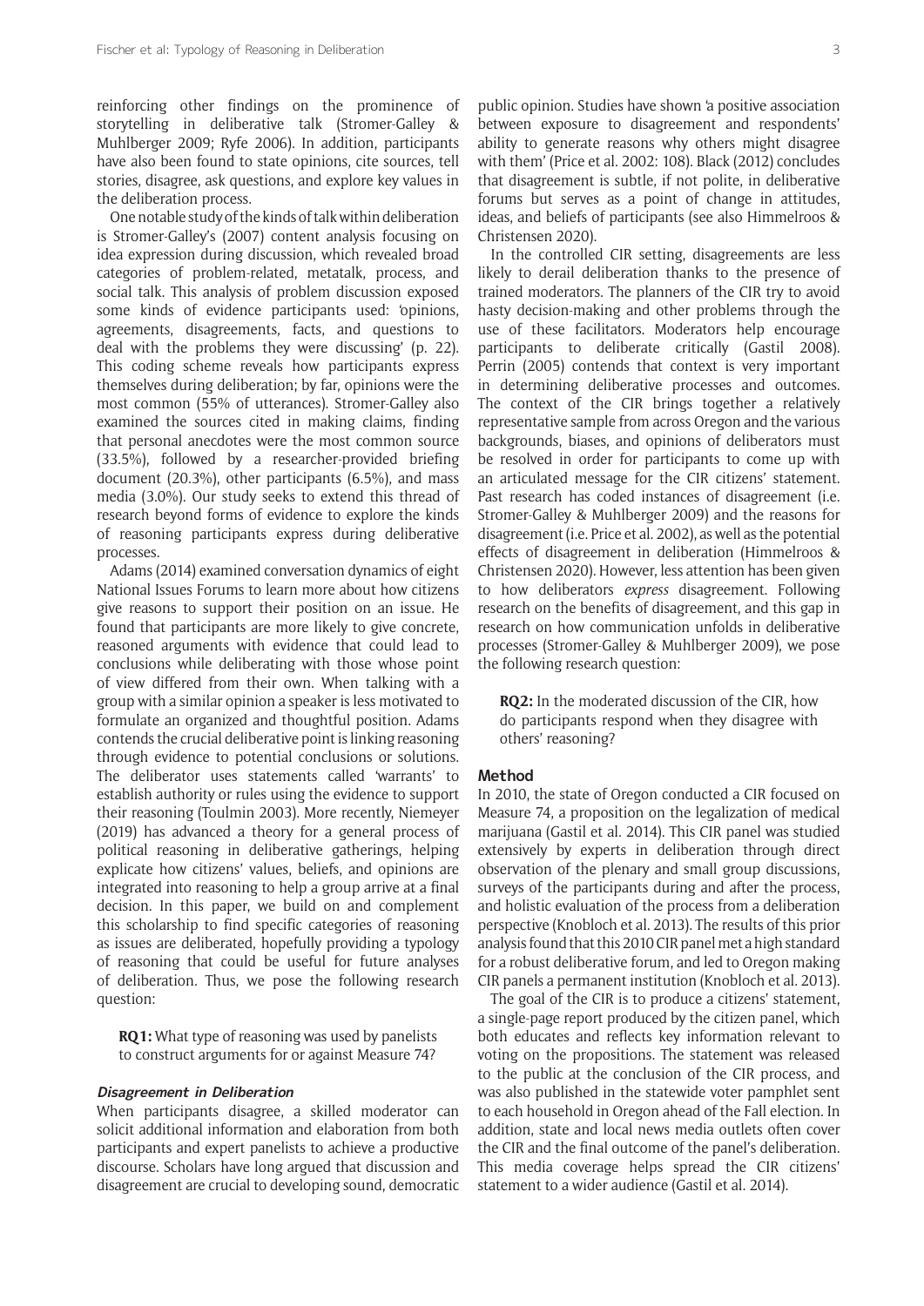reinforcing other findings on the prominence of storytelling in deliberative talk (Stromer-Galley & Muhlberger 2009; Ryfe 2006). In addition, participants have also been found to state opinions, cite sources, tell stories, disagree, ask questions, and explore key values in the deliberation process.

One notable study of the kinds of talk within deliberation is Stromer-Galley's (2007) content analysis focusing on idea expression during discussion, which revealed broad categories of problem-related, metatalk, process, and social talk. This analysis of problem discussion exposed some kinds of evidence participants used: 'opinions, agreements, disagreements, facts, and questions to deal with the problems they were discussing' (p. 22). This coding scheme reveals how participants express themselves during deliberation; by far, opinions were the most common (55% of utterances). Stromer-Galley also examined the sources cited in making claims, finding that personal anecdotes were the most common source (33.5%), followed by a researcher-provided briefing document (20.3%), other participants (6.5%), and mass media (3.0%). Our study seeks to extend this thread of research beyond forms of evidence to explore the kinds of reasoning participants express during deliberative processes.

Adams (2014) examined conversation dynamics of eight National Issues Forums to learn more about how citizens give reasons to support their position on an issue. He found that participants are more likely to give concrete, reasoned arguments with evidence that could lead to conclusions while deliberating with those whose point of view differed from their own. When talking with a group with a similar opinion a speaker is less motivated to formulate an organized and thoughtful position. Adams contends the crucial deliberative point is linking reasoning through evidence to potential conclusions or solutions. The deliberator uses statements called 'warrants' to establish authority or rules using the evidence to support their reasoning (Toulmin 2003). More recently, Niemeyer (2019) has advanced a theory for a general process of political reasoning in deliberative gatherings, helping explicate how citizens' values, beliefs, and opinions are integrated into reasoning to help a group arrive at a final decision. In this paper, we build on and complement this scholarship to find specific categories of reasoning as issues are deliberated, hopefully providing a typology of reasoning that could be useful for future analyses of deliberation. Thus, we pose the following research question:

> **RQ1:** What type of reasoning was used by panelists to construct arguments for or against Measure 74?

### Disagreement in Deliberation

When participants disagree, a skilled moderator can solicit additional information and elaboration from both participants and expert panelists to achieve a productive discourse. Scholars have long argued that discussion and disagreement are crucial to developing sound, democratic public opinion. Studies have shown 'a positive association between exposure to disagreement and respondents' ability to generate reasons why others might disagree with them' (Price et al. 2002: 108). Black (2012) concludes that disagreement is subtle, if not polite, in deliberative forums but serves as a point of change in attitudes, ideas, and beliefs of participants (see also Himmelroos & Christensen 2020).

In the controlled CIR setting, disagreements are less likely to derail deliberation thanks to the presence of trained moderators. The planners of the CIR try to avoid hasty decision-making and other problems through the use of these facilitators. Moderators help encourage participants to deliberate critically (Gastil 2008). Perrin (2005) contends that context is very important in determining deliberative processes and outcomes. The context of the CIR brings together a relatively representative sample from across Oregon and the various backgrounds, biases, and opinions of deliberators must be resolved in order for participants to come up with an articulated message for the CIR citizens' statement. Past research has coded instances of disagreement (i.e. Stromer-Galley & Muhlberger 2009) and the reasons for disagreement (i.e. Price et al. 2002), as well as the potential effects of disagreement in deliberation (Himmelroos & Christensen 2020). However, less attention has been given to how deliberators *express* disagreement. Following research on the benefits of disagreement, and this gap in research on how communication unfolds in deliberative processes (Stromer-Galley & Muhlberger 2009), we pose the following research question:

> **RQ2:** In the moderated discussion of the CIR, how do participants respond when they disagree with others' reasoning?

## Method

In 2010, the state of Oregon conducted a CIR focused on Measure 74, a proposition on the legalization of medical marijuana (Gastil et al. 2014). This CIR panel was studied extensively by experts in deliberation through direct observation of the plenary and small group discussions, surveys of the participants during and after the process, and holistic evaluation of the process from a deliberation perspective (Knobloch et al. 2013). The results of this prior analysis found that this 2010 CIR panel met a high standard for a robust deliberative forum, and led to Oregon making CIR panels a permanent institution (Knobloch et al. 2013).

The goal of the CIR is to produce a citizens' statement, a single-page report produced by the citizen panel, which both educates and reflects key information relevant to voting on the propositions. The statement was released to the public at the conclusion of the CIR process, and was also published in the statewide voter pamphlet sent to each household in Oregon ahead of the Fall election. In addition, state and local news media outlets often cover the CIR and the final outcome of the panel's deliberation. This media coverage helps spread the CIR citizens' statement to a wider audience (Gastil et al. 2014).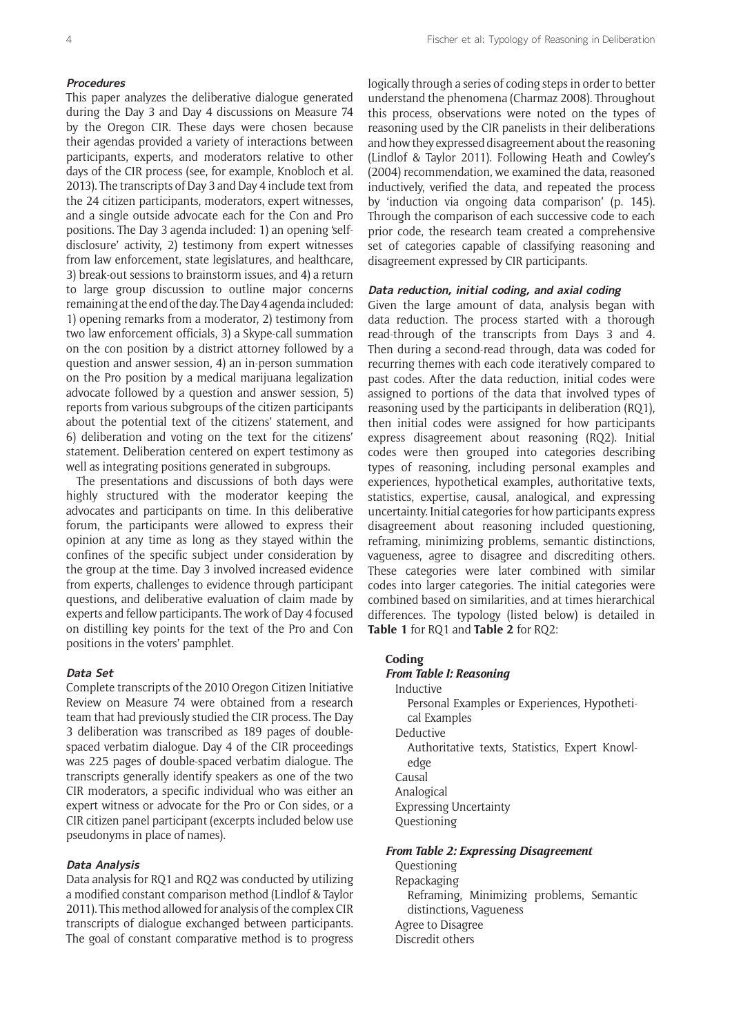#### Procedures

This paper analyzes the deliberative dialogue generated during the Day 3 and Day 4 discussions on Measure 74 by the Oregon CIR. These days were chosen because their agendas provided a variety of interactions between participants, experts, and moderators relative to other days of the CIR process (see, for example, Knobloch et al. 2013). The transcripts of Day 3 and Day 4 include text from the 24 citizen participants, moderators, expert witnesses, and a single outside advocate each for the Con and Pro positions. The Day 3 agenda included: 1) an opening 'self-disclosure' activity, 2) testimony from expert witnesses from law enforcement, state legislatures, and healthcare, 3) break-out sessions to brainstorm issues, and 4) a return to large group discussion to outline major concerns remaining at the end of the day. The Day 4 agenda included: 1) opening remarks from a moderator, 2) testimony from two law enforcement officials, 3) a Skype-call summation on the con position by a district attorney followed by a question and answer session, 4) an in-person summation on the Pro position by a medical marijuana legalization advocate followed by a question and answer session, 5) reports from various subgroups of the citizen participants about the potential text of the citizens' statement, and 6) deliberation and voting on the text for the citizens' statement. Deliberation centered on expert testimony as well as integrating positions generated in subgroups.

The presentations and discussions of both days were highly structured with the moderator keeping the advocates and participants on time. In this deliberative forum, the participants were allowed to express their opinion at any time as long as they stayed within the confines of the specific subject under consideration by the group at the time. Day 3 involved increased evidence from experts, challenges to evidence through participant questions, and deliberative evaluation of claim made by experts and fellow participants. The work of Day 4 focused on distilling key points for the text of the Pro and Con positions in the voters' pamphlet.

#### Data Set

Complete transcripts of the 2010 Oregon Citizen Initiative Review on Measure 74 were obtained from a research team that had previously studied the CIR process. The Day 3 deliberation was transcribed as 189 pages of double-spaced verbatim dialogue. Day 4 of the CIR proceedings was 225 pages of double-spaced verbatim dialogue. The transcripts generally identify speakers as one of the two CIR moderators, a specific individual who was either an expert witness or advocate for the Pro or Con sides, or a CIR citizen panel participant (excerpts included below use pseudonyms in place of names).

#### Data Analysis

Data analysis for RQ1 and RQ2 was conducted by utilizing a modified constant comparison method (Lindlof & Taylor 2011). This method allowed for analysis of the complex CIR transcripts of dialogue exchanged between participants. The goal of constant comparative method is to progress logically through a series of coding steps in order to better understand the phenomena (Charmaz 2008). Throughout this process, observations were noted on the types of reasoning used by the CIR panelists in their deliberations and how they expressed disagreement about the reasoning (Lindlof & Taylor 2011). Following Heath and Cowley's (2004) recommendation, we examined the data, reasoned inductively, verified the data, and repeated the process by 'induction via ongoing data comparison' (p. 145). Through the comparison of each successive code to each prior code, the research team created a comprehensive set of categories capable of classifying reasoning and disagreement expressed by CIR participants.

#### Data reduction, initial coding, and axial coding

Given the large amount of data, analysis began with data reduction. The process started with a thorough read-through of the transcripts from Days 3 and 4. Then during a second-read through, data was coded for recurring themes with each code iteratively compared to past codes. After the data reduction, initial codes were assigned to portions of the data that involved types of reasoning used by the participants in deliberation (RQ1), then initial codes were assigned for how participants express disagreement about reasoning (RQ2). Initial codes were then grouped into categories describing types of reasoning, including personal examples and experiences, hypothetical examples, authoritative texts, statistics, expertise, causal, analogical, and expressing uncertainty. Initial categories for how participants express disagreement about reasoning included questioning, reframing, minimizing problems, semantic distinctions, vagueness, agree to disagree and discrediting others. These categories were later combined with similar codes into larger categories. The initial categories were combined based on similarities, and at times hierarchical differences. The typology (listed below) is detailed in **Table 1** for RQ1 and **Table 2** for RQ2:

**Coding**

***From Table I: Reasoning***

- Inductive
  - Personal Examples or Experiences, Hypothetical Examples
- Deductive
  - Authoritative texts, Statistics, Expert Knowledge
- Causal
- Analogical
- Expressing Uncertainty
- Questioning

***From Table 2: Expressing Disagreement***

- Questioning
- Repackaging
  - Reframing, Minimizing problems, Semantic distinctions, Vagueness
- Agree to Disagree
- Discredit others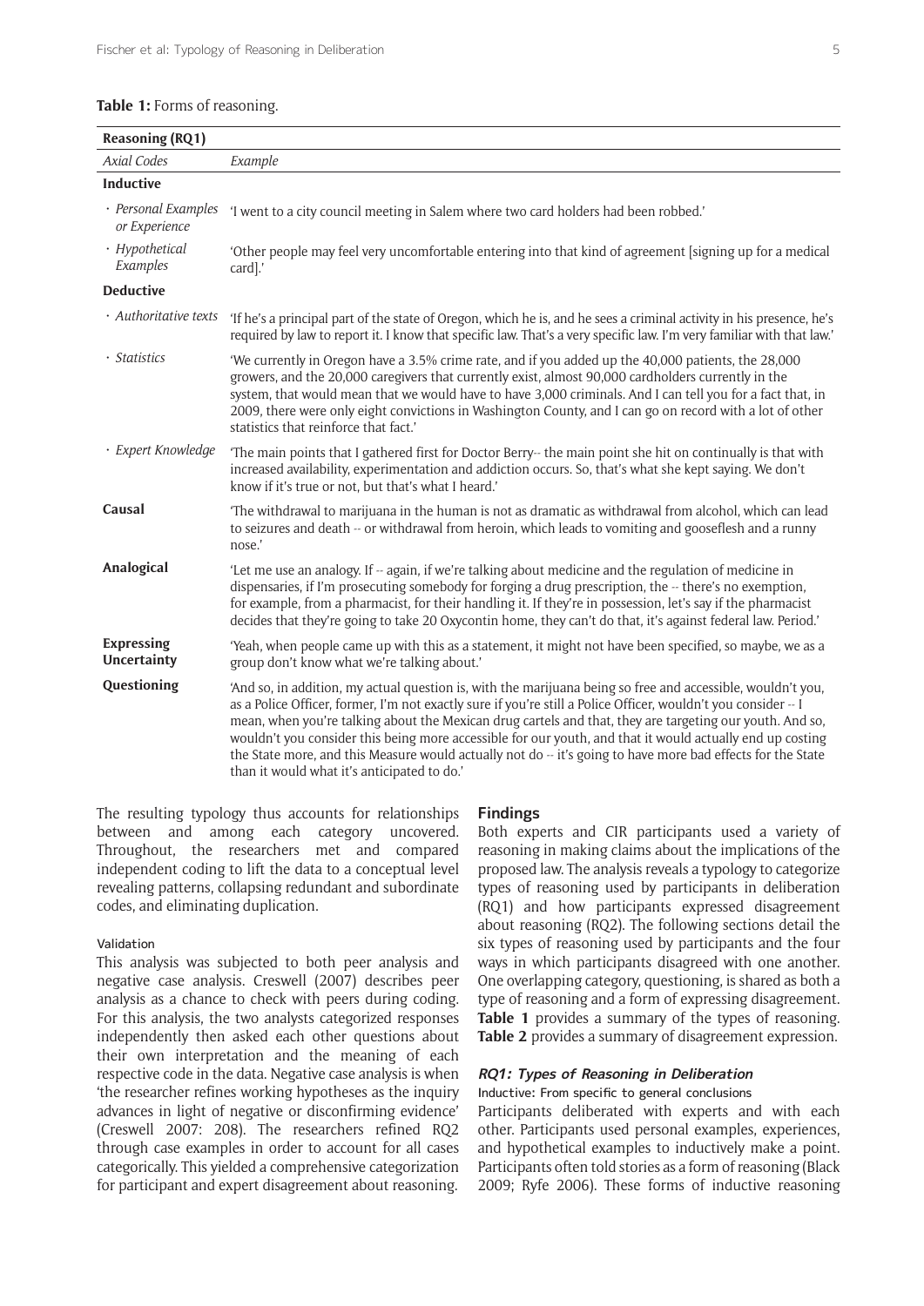**Table 1:** Forms of reasoning.

| **Reasoning (RQ1)** | |
|---|---|
| *Axial Codes* | *Example* |
| **Inductive** | |
| · *Personal Examples or Experience* | 'I went to a city council meeting in Salem where two card holders had been robbed.' |
| · *Hypothetical Examples* | 'Other people may feel very uncomfortable entering into that kind of agreement [signing up for a medical card].' |
| **Deductive** | |
| · *Authoritative texts* | 'If he's a principal part of the state of Oregon, which he is, and he sees a criminal activity in his presence, he's required by law to report it. I know that specific law. That's a very specific law. I'm very familiar with that law.' |
| · *Statistics* | 'We currently in Oregon have a 3.5% crime rate, and if you added up the 40,000 patients, the 28,000 growers, and the 20,000 caregivers that currently exist, almost 90,000 cardholders currently in the system, that would mean that we would have to have 3,000 criminals. And I can tell you for a fact that, in 2009, there were only eight convictions in Washington County, and I can go on record with a lot of other statistics that reinforce that fact.' |
| · *Expert Knowledge* | 'The main points that I gathered first for Doctor Berry-- the main point she hit on continually is that with increased availability, experimentation and addiction occurs. So, that's what she kept saying. We don't know if it's true or not, but that's what I heard.' |
| **Causal** | 'The withdrawal to marijuana in the human is not as dramatic as withdrawal from alcohol, which can lead to seizures and death -- or withdrawal from heroin, which leads to vomiting and gooseflesh and a runny nose.' |
| **Analogical** | 'Let me use an analogy. If -- again, if we're talking about medicine and the regulation of medicine in dispensaries, if I'm prosecuting somebody for forging a drug prescription, the -- there's no exemption, for example, from a pharmacist, for their handling it. If they're in possession, let's say if the pharmacist decides that they're going to take 20 Oxycontin home, they can't do that, it's against federal law. Period.' |
| **Expressing Uncertainty** | 'Yeah, when people came up with this as a statement, it might not have been specified, so maybe, we as a group don't know what we're talking about.' |
| **Questioning** | 'And so, in addition, my actual question is, with the marijuana being so free and accessible, wouldn't you, as a Police Officer, former, I'm not exactly sure if you're still a Police Officer, wouldn't you consider -- I mean, when you're talking about the Mexican drug cartels and that, they are targeting our youth. And so, wouldn't you consider this being more accessible for our youth, and that it would actually end up costing the State more, and this Measure would actually not do -- it's going to have more bad effects for the State than it would what it's anticipated to do.' |

The resulting typology thus accounts for relationships between and among each category uncovered. Throughout, the researchers met and compared independent coding to lift the data to a conceptual level revealing patterns, collapsing redundant and subordinate codes, and eliminating duplication.

#### Validation

This analysis was subjected to both peer analysis and negative case analysis. Creswell (2007) describes peer analysis as a chance to check with peers during coding. For this analysis, the two analysts categorized responses independently then asked each other questions about their own interpretation and the meaning of each respective code in the data. Negative case analysis is when 'the researcher refines working hypotheses as the inquiry advances in light of negative or disconfirming evidence' (Creswell 2007: 208). The researchers refined RQ2 through case examples in order to account for all cases categorically. This yielded a comprehensive categorization for participant and expert disagreement about reasoning.

## Findings

Both experts and CIR participants used a variety of reasoning in making claims about the implications of the proposed law. The analysis reveals a typology to categorize types of reasoning used by participants in deliberation (RQ1) and how participants expressed disagreement about reasoning (RQ2). The following sections detail the six types of reasoning used by participants and the four ways in which participants disagreed with one another. One overlapping category, questioning, is shared as both a type of reasoning and a form of expressing disagreement. **Table 1** provides a summary of the types of reasoning. **Table 2** provides a summary of disagreement expression.

### *RQ1: Types of Reasoning in Deliberation*

#### Inductive: From specific to general conclusions

Participants deliberated with experts and with each other. Participants used personal examples, experiences, and hypothetical examples to inductively make a point. Participants often told stories as a form of reasoning (Black 2009; Ryfe 2006). These forms of inductive reasoning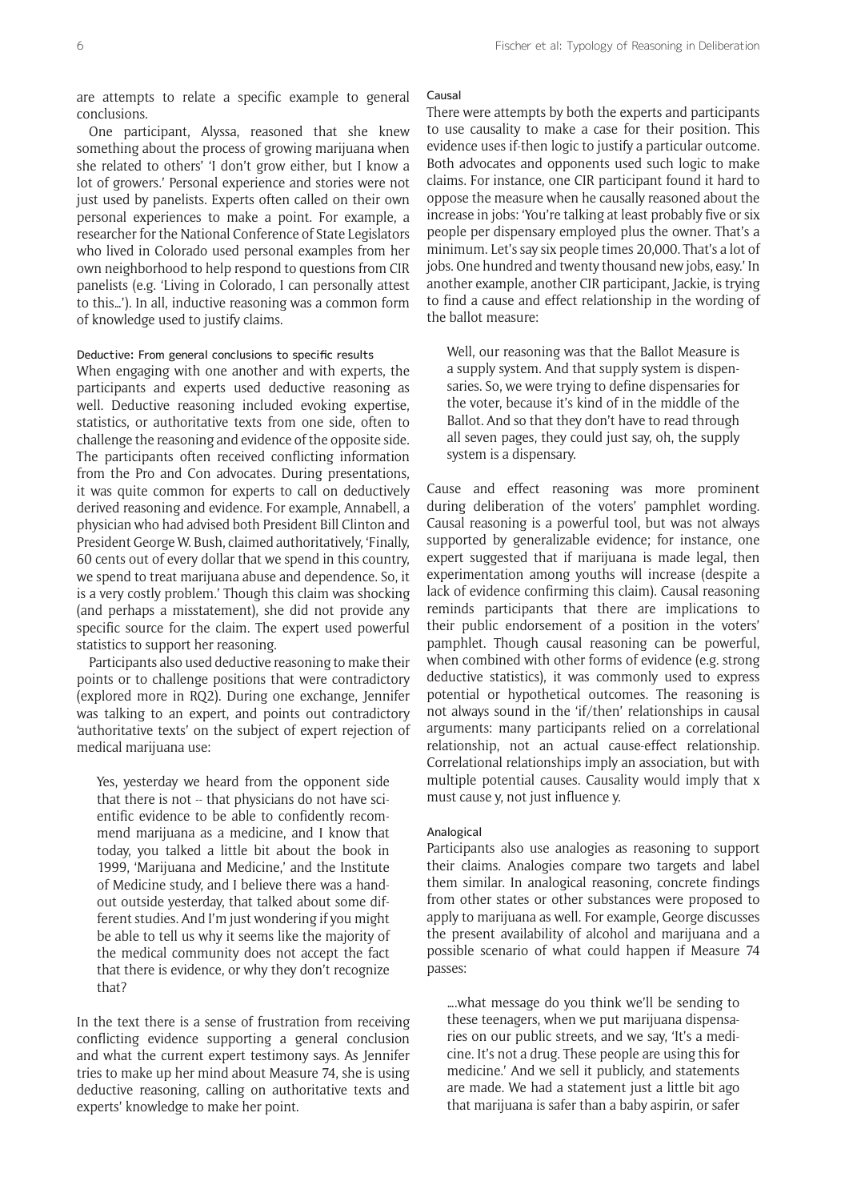are attempts to relate a specific example to general conclusions.

One participant, Alyssa, reasoned that she knew something about the process of growing marijuana when she related to others' 'I don't grow either, but I know a lot of growers.' Personal experience and stories were not just used by panelists. Experts often called on their own personal experiences to make a point. For example, a researcher for the National Conference of State Legislators who lived in Colorado used personal examples from her own neighborhood to help respond to questions from CIR panelists (e.g. 'Living in Colorado, I can personally attest to this…'). In all, inductive reasoning was a common form of knowledge used to justify claims.

#### Deductive: From general conclusions to specific results

When engaging with one another and with experts, the participants and experts used deductive reasoning as well. Deductive reasoning included evoking expertise, statistics, or authoritative texts from one side, often to challenge the reasoning and evidence of the opposite side. The participants often received conflicting information from the Pro and Con advocates. During presentations, it was quite common for experts to call on deductively derived reasoning and evidence. For example, Annabell, a physician who had advised both President Bill Clinton and President George W. Bush, claimed authoritatively, 'Finally, 60 cents out of every dollar that we spend in this country, we spend to treat marijuana abuse and dependence. So, it is a very costly problem.' Though this claim was shocking (and perhaps a misstatement), she did not provide any specific source for the claim. The expert used powerful statistics to support her reasoning.

Participants also used deductive reasoning to make their points or to challenge positions that were contradictory (explored more in RQ2). During one exchange, Jennifer was talking to an expert, and points out contradictory 'authoritative texts' on the subject of expert rejection of medical marijuana use:

> Yes, yesterday we heard from the opponent side that there is not -- that physicians do not have scientific evidence to be able to confidently recommend marijuana as a medicine, and I know that today, you talked a little bit about the book in 1999, 'Marijuana and Medicine,' and the Institute of Medicine study, and I believe there was a handout outside yesterday, that talked about some different studies. And I'm just wondering if you might be able to tell us why it seems like the majority of the medical community does not accept the fact that there is evidence, or why they don't recognize that?

In the text there is a sense of frustration from receiving conflicting evidence supporting a general conclusion and what the current expert testimony says. As Jennifer tries to make up her mind about Measure 74, she is using deductive reasoning, calling on authoritative texts and experts' knowledge to make her point.

#### Causal

There were attempts by both the experts and participants to use causality to make a case for their position. This evidence uses if-then logic to justify a particular outcome. Both advocates and opponents used such logic to make claims. For instance, one CIR participant found it hard to oppose the measure when he causally reasoned about the increase in jobs: 'You're talking at least probably five or six people per dispensary employed plus the owner. That's a minimum. Let's say six people times 20,000. That's a lot of jobs. One hundred and twenty thousand new jobs, easy.' In another example, another CIR participant, Jackie, is trying to find a cause and effect relationship in the wording of the ballot measure:

> Well, our reasoning was that the Ballot Measure is a supply system. And that supply system is dispensaries. So, we were trying to define dispensaries for the voter, because it's kind of in the middle of the Ballot. And so that they don't have to read through all seven pages, they could just say, oh, the supply system is a dispensary.

Cause and effect reasoning was more prominent during deliberation of the voters' pamphlet wording. Causal reasoning is a powerful tool, but was not always supported by generalizable evidence; for instance, one expert suggested that if marijuana is made legal, then experimentation among youths will increase (despite a lack of evidence confirming this claim). Causal reasoning reminds participants that there are implications to their public endorsement of a position in the voters' pamphlet. Though causal reasoning can be powerful, when combined with other forms of evidence (e.g. strong deductive statistics), it was commonly used to express potential or hypothetical outcomes. The reasoning is not always sound in the 'if/then' relationships in causal arguments: many participants relied on a correlational relationship, not an actual cause-effect relationship. Correlational relationships imply an association, but with multiple potential causes. Causality would imply that x must cause y, not just influence y.

#### Analogical

Participants also use analogies as reasoning to support their claims. Analogies compare two targets and label them similar. In analogical reasoning, concrete findings from other states or other substances were proposed to apply to marijuana as well. For example, George discusses the present availability of alcohol and marijuana and a possible scenario of what could happen if Measure 74 passes:

> ….what message do you think we'll be sending to these teenagers, when we put marijuana dispensaries on our public streets, and we say, 'It's a medicine. It's not a drug. These people are using this for medicine.' And we sell it publicly, and statements are made. We had a statement just a little bit ago that marijuana is safer than a baby aspirin, or safer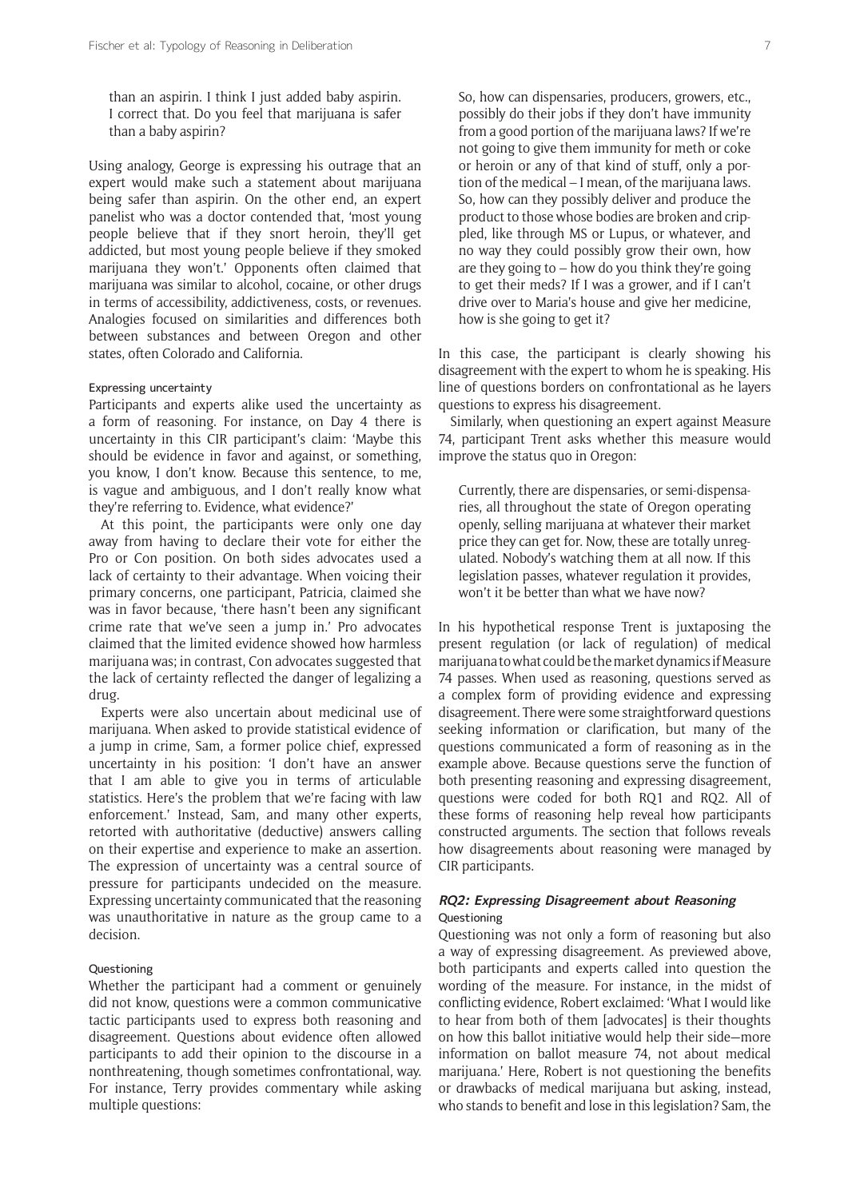than an aspirin. I think I just added baby aspirin. I correct that. Do you feel that marijuana is safer than a baby aspirin?

Using analogy, George is expressing his outrage that an expert would make such a statement about marijuana being safer than aspirin. On the other end, an expert panelist who was a doctor contended that, 'most young people believe that if they snort heroin, they'll get addicted, but most young people believe if they smoked marijuana they won't.' Opponents often claimed that marijuana was similar to alcohol, cocaine, or other drugs in terms of accessibility, addictiveness, costs, or revenues. Analogies focused on similarities and differences both between substances and between Oregon and other states, often Colorado and California.

#### Expressing uncertainty

Participants and experts alike used the uncertainty as a form of reasoning. For instance, on Day 4 there is uncertainty in this CIR participant's claim: 'Maybe this should be evidence in favor and against, or something, you know, I don't know. Because this sentence, to me, is vague and ambiguous, and I don't really know what they're referring to. Evidence, what evidence?'

At this point, the participants were only one day away from having to declare their vote for either the Pro or Con position. On both sides advocates used a lack of certainty to their advantage. When voicing their primary concerns, one participant, Patricia, claimed she was in favor because, 'there hasn't been any significant crime rate that we've seen a jump in.' Pro advocates claimed that the limited evidence showed how harmless marijuana was; in contrast, Con advocates suggested that the lack of certainty reflected the danger of legalizing a drug.

Experts were also uncertain about medicinal use of marijuana. When asked to provide statistical evidence of a jump in crime, Sam, a former police chief, expressed uncertainty in his position: 'I don't have an answer that I am able to give you in terms of articulable statistics. Here's the problem that we're facing with law enforcement.' Instead, Sam, and many other experts, retorted with authoritative (deductive) answers calling on their expertise and experience to make an assertion. The expression of uncertainty was a central source of pressure for participants undecided on the measure. Expressing uncertainty communicated that the reasoning was unauthoritative in nature as the group came to a decision.

#### Questioning

Whether the participant had a comment or genuinely did not know, questions were a common communicative tactic participants used to express both reasoning and disagreement. Questions about evidence often allowed participants to add their opinion to the discourse in a nonthreatening, though sometimes confrontational, way. For instance, Terry provides commentary while asking multiple questions:

> So, how can dispensaries, producers, growers, etc., possibly do their jobs if they don't have immunity from a good portion of the marijuana laws? If we're not going to give them immunity for meth or coke or heroin or any of that kind of stuff, only a portion of the medical – I mean, of the marijuana laws. So, how can they possibly deliver and produce the product to those whose bodies are broken and crippled, like through MS or Lupus, or whatever, and no way they could possibly grow their own, how are they going to – how do you think they're going to get their meds? If I was a grower, and if I can't drive over to Maria's house and give her medicine, how is she going to get it?

In this case, the participant is clearly showing his disagreement with the expert to whom he is speaking. His line of questions borders on confrontational as he layers questions to express his disagreement.

Similarly, when questioning an expert against Measure 74, participant Trent asks whether this measure would improve the status quo in Oregon:

> Currently, there are dispensaries, or semi-dispensaries, all throughout the state of Oregon operating openly, selling marijuana at whatever their market price they can get for. Now, these are totally unregulated. Nobody's watching them at all now. If this legislation passes, whatever regulation it provides, won't it be better than what we have now?

In his hypothetical response Trent is juxtaposing the present regulation (or lack of regulation) of medical marijuana to what could be the market dynamics if Measure 74 passes. When used as reasoning, questions served as a complex form of providing evidence and expressing disagreement. There were some straightforward questions seeking information or clarification, but many of the questions communicated a form of reasoning as in the example above. Because questions serve the function of both presenting reasoning and expressing disagreement, questions were coded for both RQ1 and RQ2. All of these forms of reasoning help reveal how participants constructed arguments. The section that follows reveals how disagreements about reasoning were managed by CIR participants.

### *RQ2: Expressing Disagreement about Reasoning*

#### Questioning

Questioning was not only a form of reasoning but also a way of expressing disagreement. As previewed above, both participants and experts called into question the wording of the measure. For instance, in the midst of conflicting evidence, Robert exclaimed: 'What I would like to hear from both of them [advocates] is their thoughts on how this ballot initiative would help their side—more information on ballot measure 74, not about medical marijuana.' Here, Robert is not questioning the benefits or drawbacks of medical marijuana but asking, instead, who stands to benefit and lose in this legislation? Sam, the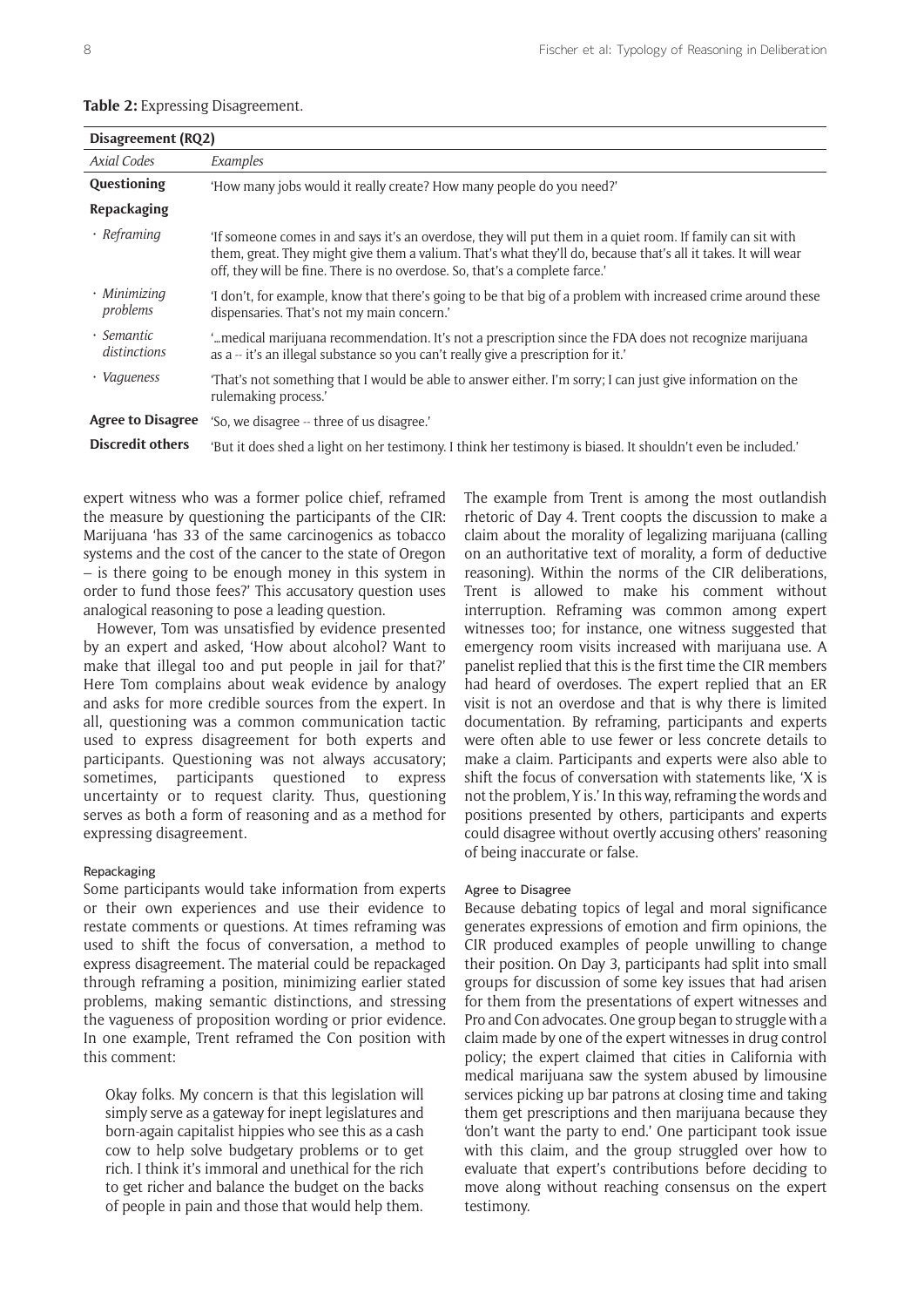**Table 2:** Expressing Disagreement.

| Disagreement (RQ2) | |
|---|---|
| *Axial Codes* | *Examples* |
| **Questioning** | 'How many jobs would it really create? How many people do you need?' |
| **Repackaging** | |
| · *Reframing* | 'If someone comes in and says it's an overdose, they will put them in a quiet room. If family can sit with them, great. They might give them a valium. That's what they'll do, because that's all it takes. It will wear off, they will be fine. There is no overdose. So, that's a complete farce.' |
| · *Minimizing problems* | 'I don't, for example, know that there's going to be that big of a problem with increased crime around these dispensaries. That's not my main concern.' |
| · *Semantic distinctions* | '…medical marijuana recommendation. It's not a prescription since the FDA does not recognize marijuana as a -- it's an illegal substance so you can't really give a prescription for it.' |
| · *Vagueness* | 'That's not something that I would be able to answer either. I'm sorry; I can just give information on the rulemaking process.' |
| **Agree to Disagree** | 'So, we disagree -- three of us disagree.' |
| **Discredit others** | 'But it does shed a light on her testimony. I think her testimony is biased. It shouldn't even be included.' |

expert witness who was a former police chief, reframed the measure by questioning the participants of the CIR: Marijuana 'has 33 of the same carcinogenics as tobacco systems and the cost of the cancer to the state of Oregon – is there going to be enough money in this system in order to fund those fees?' This accusatory question uses analogical reasoning to pose a leading question.

However, Tom was unsatisfied by evidence presented by an expert and asked, 'How about alcohol? Want to make that illegal too and put people in jail for that?' Here Tom complains about weak evidence by analogy and asks for more credible sources from the expert. In all, questioning was a common communication tactic used to express disagreement for both experts and participants. Questioning was not always accusatory; sometimes, participants questioned to express uncertainty or to request clarity. Thus, questioning serves as both a form of reasoning and as a method for expressing disagreement.

#### Repackaging

Some participants would take information from experts or their own experiences and use their evidence to restate comments or questions. At times reframing was used to shift the focus of conversation, a method to express disagreement. The material could be repackaged through reframing a position, minimizing earlier stated problems, making semantic distinctions, and stressing the vagueness of proposition wording or prior evidence. In one example, Trent reframed the Con position with this comment:

> Okay folks. My concern is that this legislation will simply serve as a gateway for inept legislatures and born-again capitalist hippies who see this as a cash cow to help solve budgetary problems or to get rich. I think it's immoral and unethical for the rich to get richer and balance the budget on the backs of people in pain and those that would help them.

The example from Trent is among the most outlandish rhetoric of Day 4. Trent coopts the discussion to make a claim about the morality of legalizing marijuana (calling on an authoritative text of morality, a form of deductive reasoning). Within the norms of the CIR deliberations, Trent is allowed to make his comment without interruption. Reframing was common among expert witnesses too; for instance, one witness suggested that emergency room visits increased with marijuana use. A panelist replied that this is the first time the CIR members had heard of overdoses. The expert replied that an ER visit is not an overdose and that is why there is limited documentation. By reframing, participants and experts were often able to use fewer or less concrete details to make a claim. Participants and experts were also able to shift the focus of conversation with statements like, 'X is not the problem, Y is.' In this way, reframing the words and positions presented by others, participants and experts could disagree without overtly accusing others' reasoning of being inaccurate or false.

#### Agree to Disagree

Because debating topics of legal and moral significance generates expressions of emotion and firm opinions, the CIR produced examples of people unwilling to change their position. On Day 3, participants had split into small groups for discussion of some key issues that had arisen for them from the presentations of expert witnesses and Pro and Con advocates. One group began to struggle with a claim made by one of the expert witnesses in drug control policy; the expert claimed that cities in California with medical marijuana saw the system abused by limousine services picking up bar patrons at closing time and taking them get prescriptions and then marijuana because they 'don't want the party to end.' One participant took issue with this claim, and the group struggled over how to evaluate that expert's contributions before deciding to move along without reaching consensus on the expert testimony.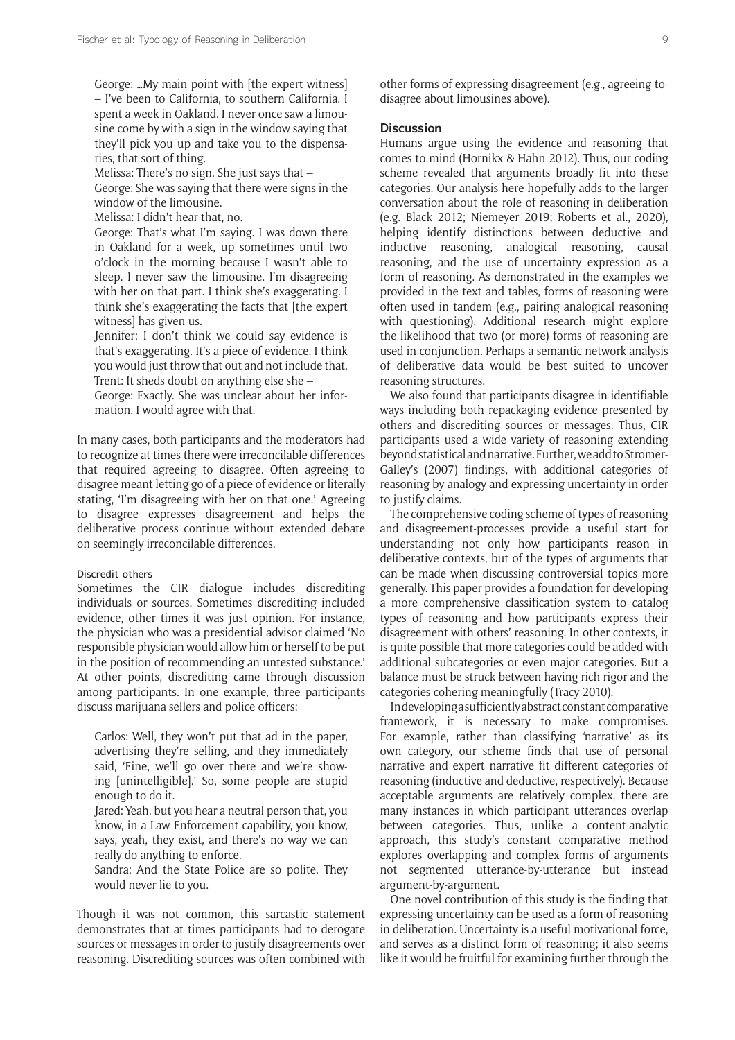George: …My main point with [the expert witness] – I've been to California, to southern California. I spent a week in Oakland. I never once saw a limousine come by with a sign in the window saying that they'll pick you up and take you to the dispensaries, that sort of thing.

Melissa: There's no sign. She just says that –

George: She was saying that there were signs in the window of the limousine.

Melissa: I didn't hear that, no.

George: That's what I'm saying. I was down there in Oakland for a week, up sometimes until two o'clock in the morning because I wasn't able to sleep. I never saw the limousine. I'm disagreeing with her on that part. I think she's exaggerating. I think she's exaggerating the facts that [the expert witness] has given us.

Jennifer: I don't think we could say evidence is that's exaggerating. It's a piece of evidence. I think you would just throw that out and not include that.

Trent: It sheds doubt on anything else she –

George: Exactly. She was unclear about her information. I would agree with that.

In many cases, both participants and the moderators had to recognize at times there were irreconcilable differences that required agreeing to disagree. Often agreeing to disagree meant letting go of a piece of evidence or literally stating, 'I'm disagreeing with her on that one.' Agreeing to disagree expresses disagreement and helps the deliberative process continue without extended debate on seemingly irreconcilable differences.

#### Discredit others

Sometimes the CIR dialogue includes discrediting individuals or sources. Sometimes discrediting included evidence, other times it was just opinion. For instance, the physician who was a presidential advisor claimed 'No responsible physician would allow him or herself to be put in the position of recommending an untested substance.' At other points, discrediting came through discussion among participants. In one example, three participants discuss marijuana sellers and police officers:

Carlos: Well, they won't put that ad in the paper, advertising they're selling, and they immediately said, 'Fine, we'll go over there and we're showing [unintelligible].' So, some people are stupid enough to do it.

Jared: Yeah, but you hear a neutral person that, you know, in a Law Enforcement capability, you know, says, yeah, they exist, and there's no way we can really do anything to enforce.

Sandra: And the State Police are so polite. They would never lie to you.

Though it was not common, this sarcastic statement demonstrates that at times participants had to derogate sources or messages in order to justify disagreements over reasoning. Discrediting sources was often combined with other forms of expressing disagreement (e.g., agreeing-to-disagree about limousines above).

### Discussion

Humans argue using the evidence and reasoning that comes to mind (Hornikx & Hahn 2012). Thus, our coding scheme revealed that arguments broadly fit into these categories. Our analysis here hopefully adds to the larger conversation about the role of reasoning in deliberation (e.g. Black 2012; Niemeyer 2019; Roberts et al., 2020), helping identify distinctions between deductive and inductive reasoning, analogical reasoning, causal reasoning, and the use of uncertainty expression as a form of reasoning. As demonstrated in the examples we provided in the text and tables, forms of reasoning were often used in tandem (e.g., pairing analogical reasoning with questioning). Additional research might explore the likelihood that two (or more) forms of reasoning are used in conjunction. Perhaps a semantic network analysis of deliberative data would be best suited to uncover reasoning structures.

We also found that participants disagree in identifiable ways including both repackaging evidence presented by others and discrediting sources or messages. Thus, CIR participants used a wide variety of reasoning extending beyond statistical and narrative. Further, we add to Stromer-Galley's (2007) findings, with additional categories of reasoning by analogy and expressing uncertainty in order to justify claims.

The comprehensive coding scheme of types of reasoning and disagreement-processes provide a useful start for understanding not only how participants reason in deliberative contexts, but of the types of arguments that can be made when discussing controversial topics more generally. This paper provides a foundation for developing a more comprehensive classification system to catalog types of reasoning and how participants express their disagreement with others' reasoning. In other contexts, it is quite possible that more categories could be added with additional subcategories or even major categories. But a balance must be struck between having rich rigor and the categories cohering meaningfully (Tracy 2010).

In developing a sufficiently abstract constant comparative framework, it is necessary to make compromises. For example, rather than classifying 'narrative' as its own category, our scheme finds that use of personal narrative and expert narrative fit different categories of reasoning (inductive and deductive, respectively). Because acceptable arguments are relatively complex, there are many instances in which participant utterances overlap between categories. Thus, unlike a content-analytic approach, this study's constant comparative method explores overlapping and complex forms of arguments not segmented utterance-by-utterance but instead argument-by-argument.

One novel contribution of this study is the finding that expressing uncertainty can be used as a form of reasoning in deliberation. Uncertainty is a useful motivational force, and serves as a distinct form of reasoning; it also seems like it would be fruitful for examining further through the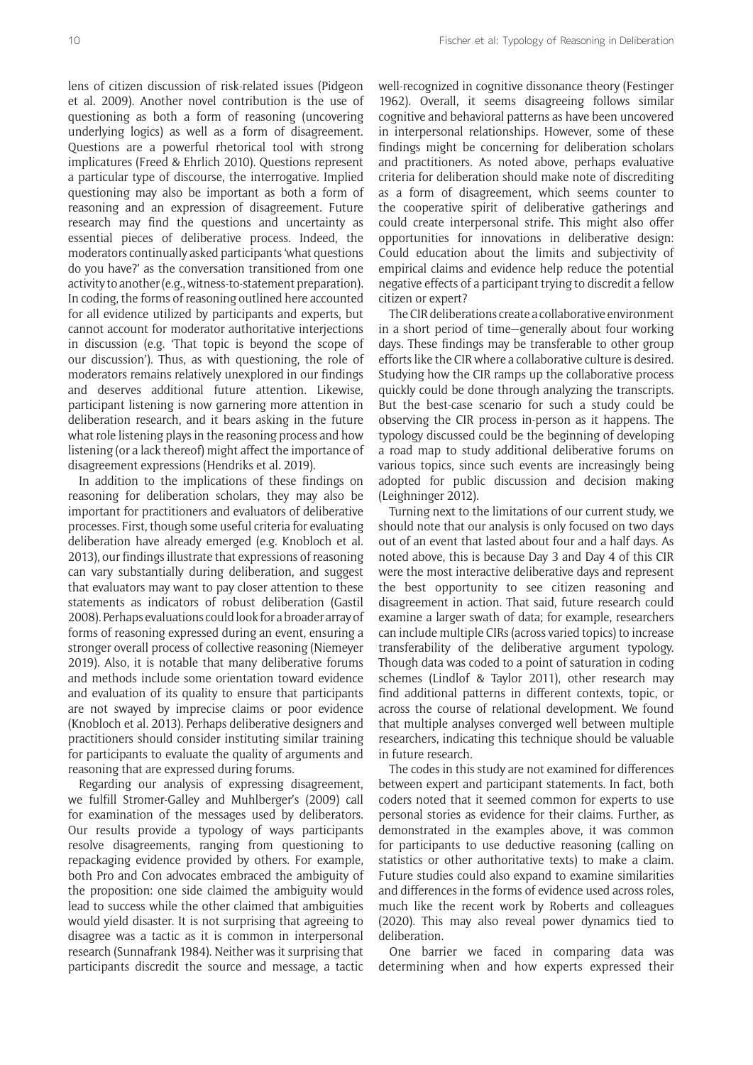lens of citizen discussion of risk-related issues (Pidgeon et al. 2009). Another novel contribution is the use of questioning as both a form of reasoning (uncovering underlying logics) as well as a form of disagreement. Questions are a powerful rhetorical tool with strong implicatures (Freed & Ehrlich 2010). Questions represent a particular type of discourse, the interrogative. Implied questioning may also be important as both a form of reasoning and an expression of disagreement. Future research may find the questions and uncertainty as essential pieces of deliberative process. Indeed, the moderators continually asked participants 'what questions do you have?' as the conversation transitioned from one activity to another (e.g., witness-to-statement preparation). In coding, the forms of reasoning outlined here accounted for all evidence utilized by participants and experts, but cannot account for moderator authoritative interjections in discussion (e.g. 'That topic is beyond the scope of our discussion'). Thus, as with questioning, the role of moderators remains relatively unexplored in our findings and deserves additional future attention. Likewise, participant listening is now garnering more attention in deliberation research, and it bears asking in the future what role listening plays in the reasoning process and how listening (or a lack thereof) might affect the importance of disagreement expressions (Hendriks et al. 2019).

In addition to the implications of these findings on reasoning for deliberation scholars, they may also be important for practitioners and evaluators of deliberative processes. First, though some useful criteria for evaluating deliberation have already emerged (e.g. Knobloch et al. 2013), our findings illustrate that expressions of reasoning can vary substantially during deliberation, and suggest that evaluators may want to pay closer attention to these statements as indicators of robust deliberation (Gastil 2008). Perhaps evaluations could look for a broader array of forms of reasoning expressed during an event, ensuring a stronger overall process of collective reasoning (Niemeyer 2019). Also, it is notable that many deliberative forums and methods include some orientation toward evidence and evaluation of its quality to ensure that participants are not swayed by imprecise claims or poor evidence (Knobloch et al. 2013). Perhaps deliberative designers and practitioners should consider instituting similar training for participants to evaluate the quality of arguments and reasoning that are expressed during forums.

Regarding our analysis of expressing disagreement, we fulfill Stromer-Galley and Muhlberger's (2009) call for examination of the messages used by deliberators. Our results provide a typology of ways participants resolve disagreements, ranging from questioning to repackaging evidence provided by others. For example, both Pro and Con advocates embraced the ambiguity of the proposition: one side claimed the ambiguity would lead to success while the other claimed that ambiguities would yield disaster. It is not surprising that agreeing to disagree was a tactic as it is common in interpersonal research (Sunnafrank 1984). Neither was it surprising that participants discredit the source and message, a tactic well-recognized in cognitive dissonance theory (Festinger 1962). Overall, it seems disagreeing follows similar cognitive and behavioral patterns as have been uncovered in interpersonal relationships. However, some of these findings might be concerning for deliberation scholars and practitioners. As noted above, perhaps evaluative criteria for deliberation should make note of discrediting as a form of disagreement, which seems counter to the cooperative spirit of deliberative gatherings and could create interpersonal strife. This might also offer opportunities for innovations in deliberative design: Could education about the limits and subjectivity of empirical claims and evidence help reduce the potential negative effects of a participant trying to discredit a fellow citizen or expert?

The CIR deliberations create a collaborative environment in a short period of time—generally about four working days. These findings may be transferable to other group efforts like the CIR where a collaborative culture is desired. Studying how the CIR ramps up the collaborative process quickly could be done through analyzing the transcripts. But the best-case scenario for such a study could be observing the CIR process in-person as it happens. The typology discussed could be the beginning of developing a road map to study additional deliberative forums on various topics, since such events are increasingly being adopted for public discussion and decision making (Leighninger 2012).

Turning next to the limitations of our current study, we should note that our analysis is only focused on two days out of an event that lasted about four and a half days. As noted above, this is because Day 3 and Day 4 of this CIR were the most interactive deliberative days and represent the best opportunity to see citizen reasoning and disagreement in action. That said, future research could examine a larger swath of data; for example, researchers can include multiple CIRs (across varied topics) to increase transferability of the deliberative argument typology. Though data was coded to a point of saturation in coding schemes (Lindlof & Taylor 2011), other research may find additional patterns in different contexts, topic, or across the course of relational development. We found that multiple analyses converged well between multiple researchers, indicating this technique should be valuable in future research.

The codes in this study are not examined for differences between expert and participant statements. In fact, both coders noted that it seemed common for experts to use personal stories as evidence for their claims. Further, as demonstrated in the examples above, it was common for participants to use deductive reasoning (calling on statistics or other authoritative texts) to make a claim. Future studies could also expand to examine similarities and differences in the forms of evidence used across roles, much like the recent work by Roberts and colleagues (2020). This may also reveal power dynamics tied to deliberation.

One barrier we faced in comparing data was determining when and how experts expressed their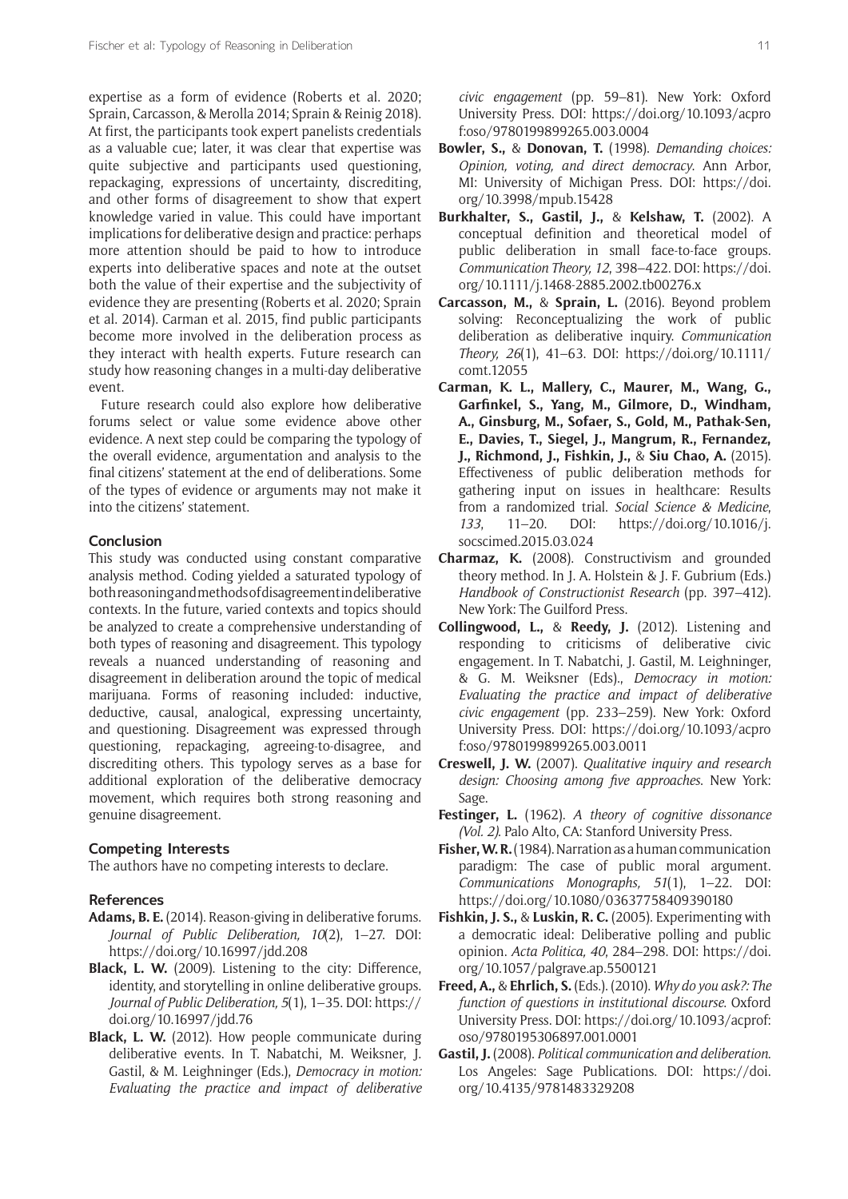expertise as a form of evidence (Roberts et al. 2020; Sprain, Carcasson, & Merolla 2014; Sprain & Reinig 2018). At first, the participants took expert panelists credentials as a valuable cue; later, it was clear that expertise was quite subjective and participants used questioning, repackaging, expressions of uncertainty, discrediting, and other forms of disagreement to show that expert knowledge varied in value. This could have important implications for deliberative design and practice: perhaps more attention should be paid to how to introduce experts into deliberative spaces and note at the outset both the value of their expertise and the subjectivity of evidence they are presenting (Roberts et al. 2020; Sprain et al. 2014). Carman et al. 2015, find public participants become more involved in the deliberation process as they interact with health experts. Future research can study how reasoning changes in a multi-day deliberative event.

Future research could also explore how deliberative forums select or value some evidence above other evidence. A next step could be comparing the typology of the overall evidence, argumentation and analysis to the final citizens' statement at the end of deliberations. Some of the types of evidence or arguments may not make it into the citizens' statement.

## Conclusion

This study was conducted using constant comparative analysis method. Coding yielded a saturated typology of both reasoning and methods of disagreement in deliberative contexts. In the future, varied contexts and topics should be analyzed to create a comprehensive understanding of both types of reasoning and disagreement. This typology reveals a nuanced understanding of reasoning and disagreement in deliberation around the topic of medical marijuana. Forms of reasoning included: inductive, deductive, causal, analogical, expressing uncertainty, and questioning. Disagreement was expressed through questioning, repackaging, agreeing-to-disagree, and discrediting others. This typology serves as a base for additional exploration of the deliberative democracy movement, which requires both strong reasoning and genuine disagreement.

## Competing Interests

The authors have no competing interests to declare.

## References

**Adams, B. E.** (2014). Reason-giving in deliberative forums. *Journal of Public Deliberation, 10*(2), 1–27. DOI: https://doi.org/10.16997/jdd.208

**Black, L. W.** (2009). Listening to the city: Difference, identity, and storytelling in online deliberative groups. *Journal of Public Deliberation, 5*(1), 1–35. DOI: https://doi.org/10.16997/jdd.76

**Black, L. W.** (2012). How people communicate during deliberative events. In T. Nabatchi, M. Weiksner, J. Gastil, & M. Leighninger (Eds.), *Democracy in motion: Evaluating the practice and impact of deliberative civic engagement* (pp. 59–81). New York: Oxford University Press. DOI: https://doi.org/10.1093/acprof:oso/9780199899265.003.0004

**Bowler, S.,** & **Donovan, T.** (1998). *Demanding choices: Opinion, voting, and direct democracy*. Ann Arbor, MI: University of Michigan Press. DOI: https://doi.org/10.3998/mpub.15428

**Burkhalter, S., Gastil, J.,** & **Kelshaw, T.** (2002). A conceptual definition and theoretical model of public deliberation in small face-to-face groups. *Communication Theory, 12*, 398–422. DOI: https://doi.org/10.1111/j.1468-2885.2002.tb00276.x

**Carcasson, M.,** & **Sprain, L.** (2016). Beyond problem solving: Reconceptualizing the work of public deliberation as deliberative inquiry. *Communication Theory, 26*(1), 41–63. DOI: https://doi.org/10.1111/comt.12055

**Carman, K. L., Mallery, C., Maurer, M., Wang, G., Garfinkel, S., Yang, M., Gilmore, D., Windham, A., Ginsburg, M., Sofaer, S., Gold, M., Pathak-Sen, E., Davies, T., Siegel, J., Mangrum, R., Fernandez, J., Richmond, J., Fishkin, J.,** & **Siu Chao, A.** (2015). Effectiveness of public deliberation methods for gathering input on issues in healthcare: Results from a randomized trial. *Social Science & Medicine, 133*, 11–20. DOI: https://doi.org/10.1016/j.socscimed.2015.03.024

**Charmaz, K.** (2008). Constructivism and grounded theory method. In J. A. Holstein & J. F. Gubrium (Eds.) *Handbook of Constructionist Research* (pp. 397–412). New York: The Guilford Press.

**Collingwood, L.,** & **Reedy, J.** (2012). Listening and responding to criticisms of deliberative civic engagement. In T. Nabatchi, J. Gastil, M. Leighninger, & G. M. Weiksner (Eds)., *Democracy in motion: Evaluating the practice and impact of deliberative civic engagement* (pp. 233–259). New York: Oxford University Press. DOI: https://doi.org/10.1093/acprof:oso/9780199899265.003.0011

**Creswell, J. W.** (2007). *Qualitative inquiry and research design: Choosing among five approaches*. New York: Sage.

**Festinger, L.** (1962). *A theory of cognitive dissonance (Vol. 2)*. Palo Alto, CA: Stanford University Press.

**Fisher, W. R.** (1984). Narration as a human communication paradigm: The case of public moral argument. *Communications Monographs, 51*(1), 1–22. DOI: https://doi.org/10.1080/03637758409390180

**Fishkin, J. S.,** & **Luskin, R. C.** (2005). Experimenting with a democratic ideal: Deliberative polling and public opinion. *Acta Politica, 40*, 284–298. DOI: https://doi.org/10.1057/palgrave.ap.5500121

**Freed, A.,** & **Ehrlich, S.** (Eds.). (2010). *Why do you ask?: The function of questions in institutional discourse*. Oxford University Press. DOI: https://doi.org/10.1093/acprof:oso/9780195306897.001.0001

**Gastil, J.** (2008). *Political communication and deliberation*. Los Angeles: Sage Publications. DOI: https://doi.org/10.4135/9781483329208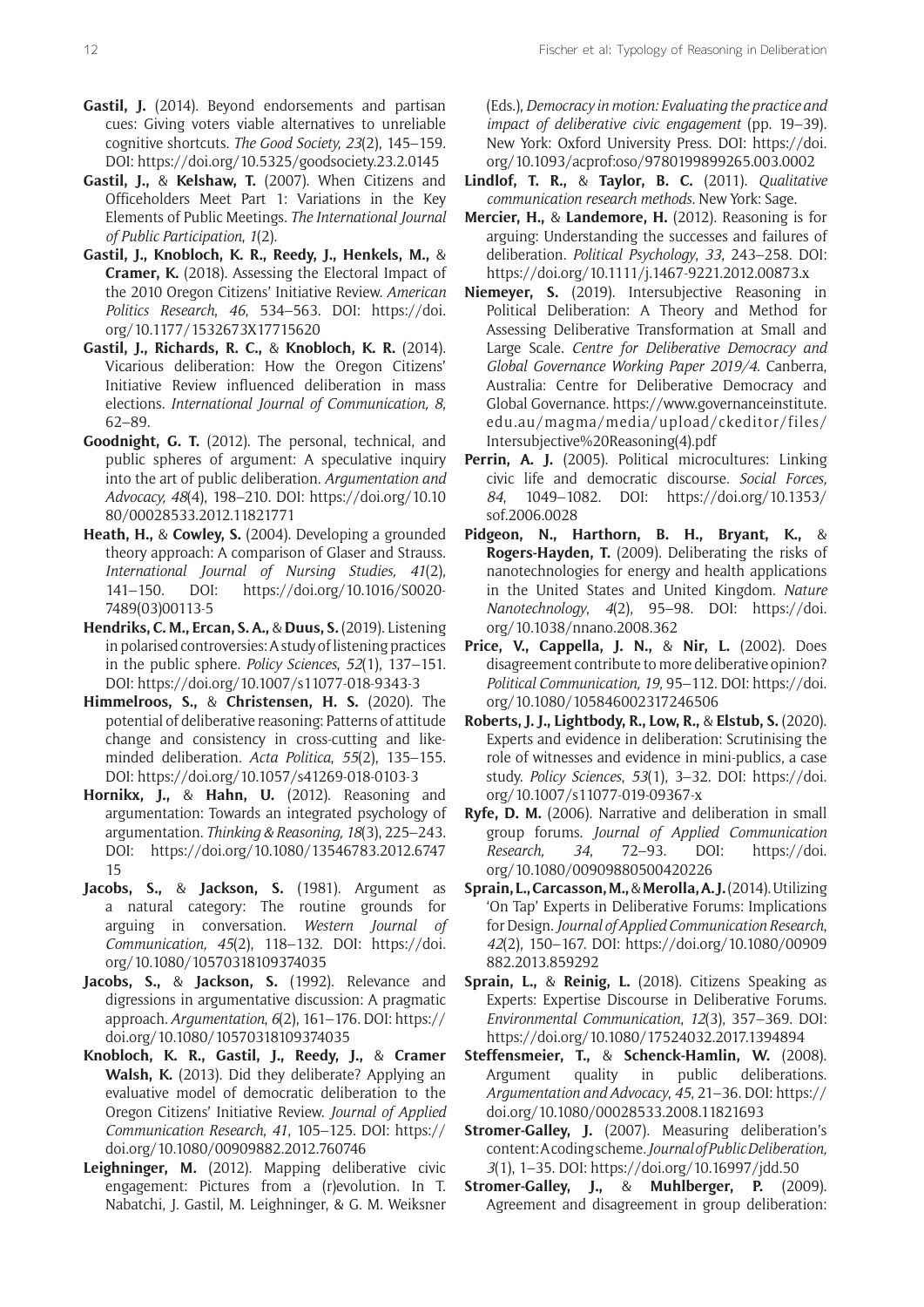**Gastil, J.** (2014). Beyond endorsements and partisan cues: Giving voters viable alternatives to unreliable cognitive shortcuts. *The Good Society, 23*(2), 145–159. DOI: https://doi.org/10.5325/goodsociety.23.2.0145

**Gastil, J.,** & **Kelshaw, T.** (2007). When Citizens and Officeholders Meet Part 1: Variations in the Key Elements of Public Meetings. *The International Journal of Public Participation*, *1*(2).

**Gastil, J., Knobloch, K. R., Reedy, J., Henkels, M.,** & **Cramer, K.** (2018). Assessing the Electoral Impact of the 2010 Oregon Citizens' Initiative Review. *American Politics Research*, *46*, 534–563. DOI: https://doi.org/10.1177/1532673X17715620

**Gastil, J., Richards, R. C.,** & **Knobloch, K. R.** (2014). Vicarious deliberation: How the Oregon Citizens' Initiative Review influenced deliberation in mass elections. *International Journal of Communication, 8*, 62–89.

**Goodnight, G. T.** (2012). The personal, technical, and public spheres of argument: A speculative inquiry into the art of public deliberation. *Argumentation and Advocacy, 48*(4), 198–210. DOI: https://doi.org/10.1080/00028533.2012.11821771

**Heath, H.,** & **Cowley, S.** (2004). Developing a grounded theory approach: A comparison of Glaser and Strauss. *International Journal of Nursing Studies, 41*(2), 141–150. DOI: https://doi.org/10.1016/S0020-7489(03)00113-5

**Hendriks, C. M., Ercan, S. A.,** & **Duus, S.** (2019). Listening in polarised controversies: A study of listening practices in the public sphere. *Policy Sciences*, *52*(1), 137–151. DOI: https://doi.org/10.1007/s11077-018-9343-3

**Himmelroos, S.,** & **Christensen, H. S.** (2020). The potential of deliberative reasoning: Patterns of attitude change and consistency in cross-cutting and like-minded deliberation. *Acta Politica*, *55*(2), 135–155. DOI: https://doi.org/10.1057/s41269-018-0103-3

**Hornikx, J.,** & **Hahn, U.** (2012). Reasoning and argumentation: Towards an integrated psychology of argumentation. *Thinking & Reasoning, 18*(3), 225–243. DOI: https://doi.org/10.1080/13546783.2012.674715

**Jacobs, S.,** & **Jackson, S.** (1981). Argument as a natural category: The routine grounds for arguing in conversation. *Western Journal of Communication, 45*(2), 118–132. DOI: https://doi.org/10.1080/10570318109374035

**Jacobs, S.,** & **Jackson, S.** (1992). Relevance and digressions in argumentative discussion: A pragmatic approach. *Argumentation*, *6*(2), 161–176. DOI: https://doi.org/10.1080/10570318109374035

**Knobloch, K. R., Gastil, J., Reedy, J.,** & **Cramer Walsh, K.** (2013). Did they deliberate? Applying an evaluative model of democratic deliberation to the Oregon Citizens' Initiative Review. *Journal of Applied Communication Research*, *41*, 105–125. DOI: https://doi.org/10.1080/00909882.2012.760746

**Leighninger, M.** (2012). Mapping deliberative civic engagement: Pictures from a (r)evolution. In T. Nabatchi, J. Gastil, M. Leighninger, & G. M. Weiksner (Eds.), *Democracy in motion: Evaluating the practice and impact of deliberative civic engagement* (pp. 19–39). New York: Oxford University Press. DOI: https://doi.org/10.1093/acprof:oso/9780199899265.003.0002

**Lindlof, T. R.,** & **Taylor, B. C.** (2011). *Qualitative communication research methods*. New York: Sage.

**Mercier, H.,** & **Landemore, H.** (2012). Reasoning is for arguing: Understanding the successes and failures of deliberation. *Political Psychology*, *33*, 243–258. DOI: https://doi.org/10.1111/j.1467-9221.2012.00873.x

**Niemeyer, S.** (2019). Intersubjective Reasoning in Political Deliberation: A Theory and Method for Assessing Deliberative Transformation at Small and Large Scale. *Centre for Deliberative Democracy and Global Governance Working Paper 2019/4*. Canberra, Australia: Centre for Deliberative Democracy and Global Governance. https://www.governanceinstitute.edu.au/magma/media/upload/ckeditor/files/Intersubjective%20Reasoning(4).pdf

**Perrin, A. J.** (2005). Political microcultures: Linking civic life and democratic discourse. *Social Forces, 84*, 1049–1082. DOI: https://doi.org/10.1353/sof.2006.0028

**Pidgeon, N., Harthorn, B. H., Bryant, K.,** & **Rogers-Hayden, T.** (2009). Deliberating the risks of nanotechnologies for energy and health applications in the United States and United Kingdom. *Nature Nanotechnology*, *4*(2), 95–98. DOI: https://doi.org/10.1038/nnano.2008.362

**Price, V., Cappella, J. N.,** & **Nir, L.** (2002). Does disagreement contribute to more deliberative opinion? *Political Communication, 19*, 95–112. DOI: https://doi.org/10.1080/105846002317246506

**Roberts, J. J., Lightbody, R., Low, R.,** & **Elstub, S.** (2020). Experts and evidence in deliberation: Scrutinising the role of witnesses and evidence in mini-publics, a case study. *Policy Sciences*, *53*(1), 3–32. DOI: https://doi.org/10.1007/s11077-019-09367-x

**Ryfe, D. M.** (2006). Narrative and deliberation in small group forums. *Journal of Applied Communication Research, 34*, 72–93. DOI: https://doi.org/10.1080/00909880500420226

**Sprain, L., Carcasson, M.,** & **Merolla, A. J.** (2014). Utilizing 'On Tap' Experts in Deliberative Forums: Implications for Design. *Journal of Applied Communication Research*, *42*(2), 150–167. DOI: https://doi.org/10.1080/00909882.2013.859292

**Sprain, L.,** & **Reinig, L.** (2018). Citizens Speaking as Experts: Expertise Discourse in Deliberative Forums. *Environmental Communication*, *12*(3), 357–369. DOI: https://doi.org/10.1080/17524032.2017.1394894

**Steffensmeier, T.,** & **Schenck-Hamlin, W.** (2008). Argument quality in public deliberations. *Argumentation and Advocacy*, *45*, 21–36. DOI: https://doi.org/10.1080/00028533.2008.11821693

**Stromer-Galley, J.** (2007). Measuring deliberation's content: A coding scheme. *Journal of Public Deliberation, 3*(1), 1–35. DOI: https://doi.org/10.16997/jdd.50

**Stromer-Galley, J.,** & **Muhlberger, P.** (2009). Agreement and disagreement in group deliberation: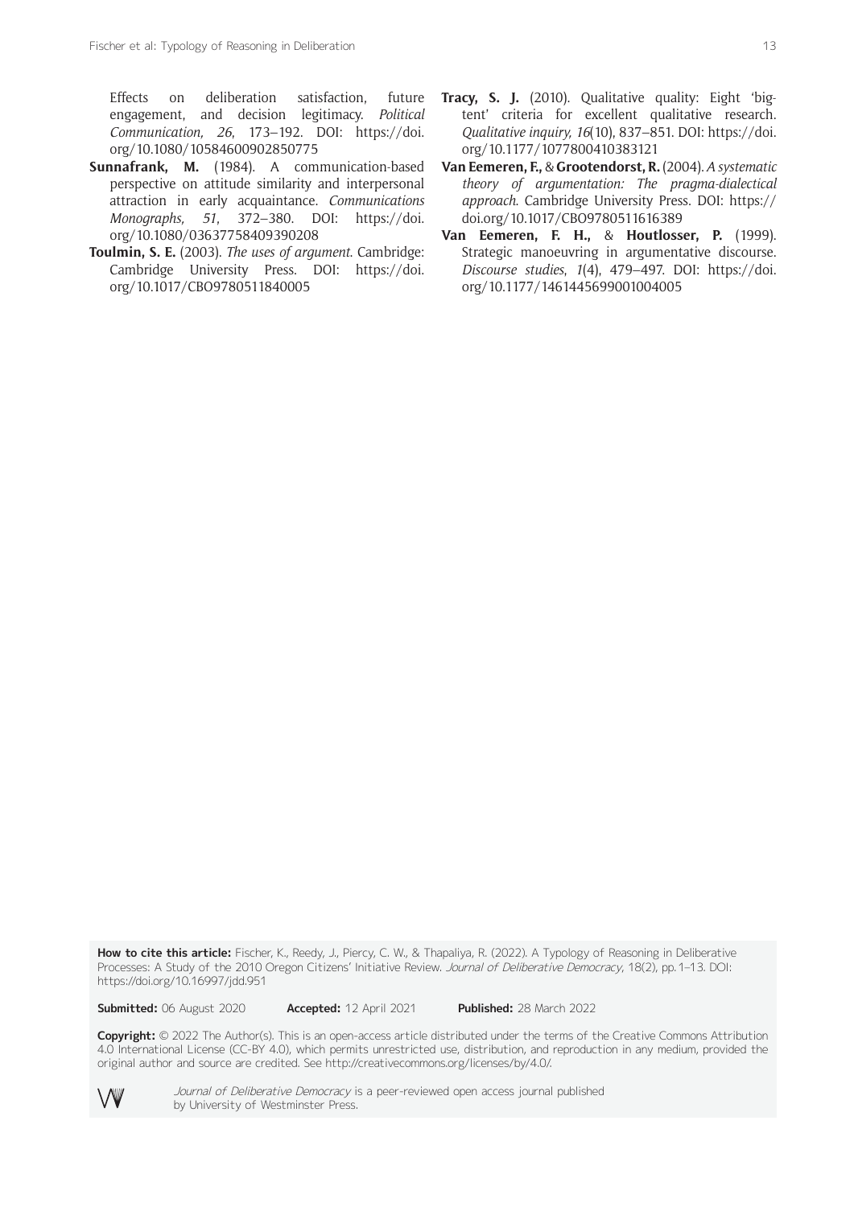Effects on deliberation satisfaction, future engagement, and decision legitimacy. *Political Communication, 26*, 173–192. DOI: https://doi.org/10.1080/10584600902850775

**Sunnafrank, M.** (1984). A communication-based perspective on attitude similarity and interpersonal attraction in early acquaintance. *Communications Monographs, 51*, 372–380. DOI: https://doi.org/10.1080/03637758409390208

**Toulmin, S. E.** (2003). *The uses of argument*. Cambridge: Cambridge University Press. DOI: https://doi.org/10.1017/CBO9780511840005

**Tracy, S. J.** (2010). Qualitative quality: Eight 'big-tent' criteria for excellent qualitative research. *Qualitative inquiry, 16*(10), 837–851. DOI: https://doi.org/10.1177/1077800410383121

**Van Eemeren, F.,** & **Grootendorst, R.** (2004). *A systematic theory of argumentation: The pragma-dialectical approach*. Cambridge University Press. DOI: https://doi.org/10.1017/CBO9780511616389

**Van Eemeren, F. H.,** & **Houtlosser, P.** (1999). Strategic manoeuvring in argumentative discourse. *Discourse studies*, *1*(4), 479–497. DOI: https://doi.org/10.1177/1461445699001004005

**How to cite this article:** Fischer, K., Reedy, J., Piercy, C. W., & Thapaliya, R. (2022). A Typology of Reasoning in Deliberative Processes: A Study of the 2010 Oregon Citizens' Initiative Review. *Journal of Deliberative Democracy*, 18(2), pp. 1–13. DOI: https://doi.org/10.16997/jdd.951

**Submitted:** 06 August 2020 **Accepted:** 12 April 2021 **Published:** 28 March 2022

**Copyright:** © 2022 The Author(s). This is an open-access article distributed under the terms of the Creative Commons Attribution 4.0 International License (CC-BY 4.0), which permits unrestricted use, distribution, and reproduction in any medium, provided the original author and source are credited. See http://creativecommons.org/licenses/by/4.0/.

*Journal of Deliberative Democracy* is a peer-reviewed open access journal published by University of Westminster Press.